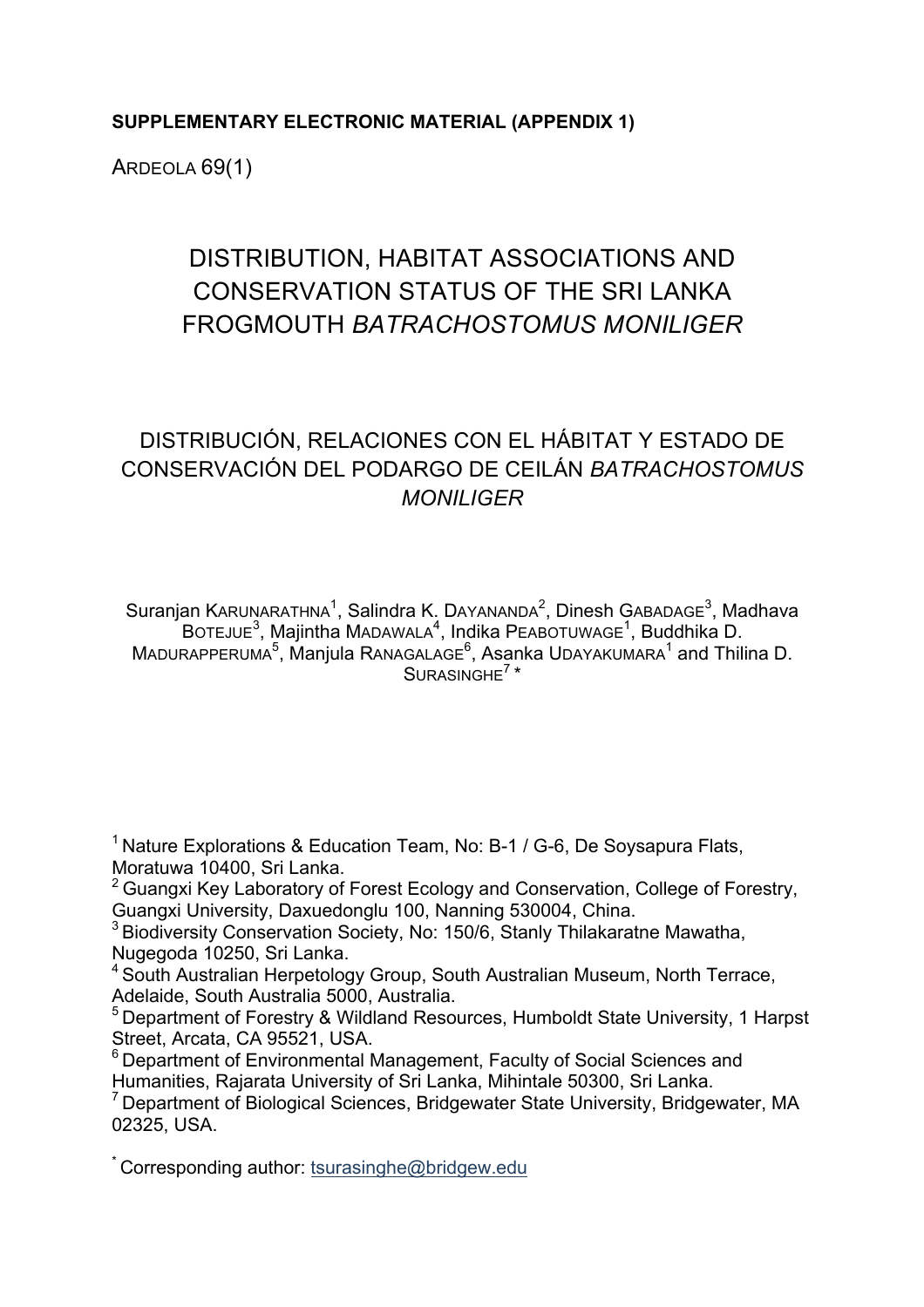**SUPPLEMENTARY ELECTRONIC MATERIAL (APPENDIX 1)**

ARDEOLA 69(1)

# DISTRIBUTION, HABITAT ASSOCIATIONS AND CONSERVATION STATUS OF THE SRI LANKA FROGMOUTH *BATRACHOSTOMUS MONILIGER*

# DISTRIBUCIÓN, RELACIONES CON EL HÁBITAT Y ESTADO DE CONSERVACIÓN DEL PODARGO DE CEILÁN *BATRACHOSTOMUS MONILIGER*

Suranjan KARUNARATHNA[1], Salindra K. DAYANANDA[2], Dinesh GABADAGE[3], Madhava BOTEJUE[3], Majintha MADAWALA[4], Indika PEABOTUWAGE[1], Buddhika D. MADURAPPERUMA[5], Manjula RANAGALAGE[6], Asanka UDAYAKUMARA[1] and Thilina D. SURASINGHE[7] *

[1] Nature Explorations & Education Team, No: B-1 / G-6, De Soysapura Flats, Moratuwa 10400, Sri Lanka.
[2] Guangxi Key Laboratory of Forest Ecology and Conservation, College of Forestry, Guangxi University, Daxuedonglu 100, Nanning 530004, China.
[3] Biodiversity Conservation Society, No: 150/6, Stanly Thilakaratne Mawatha, Nugegoda 10250, Sri Lanka.
[4] South Australian Herpetology Group, South Australian Museum, North Terrace, Adelaide, South Australia 5000, Australia.
[5] Department of Forestry & Wildland Resources, Humboldt State University, 1 Harpst Street, Arcata, CA 95521, USA.
[6] Department of Environmental Management, Faculty of Social Sciences and Humanities, Rajarata University of Sri Lanka, Mihintale 50300, Sri Lanka.
[7] Department of Biological Sciences, Bridgewater State University, Bridgewater, MA 02325, USA.

* Corresponding author: tsurasinghe@bridgew.edu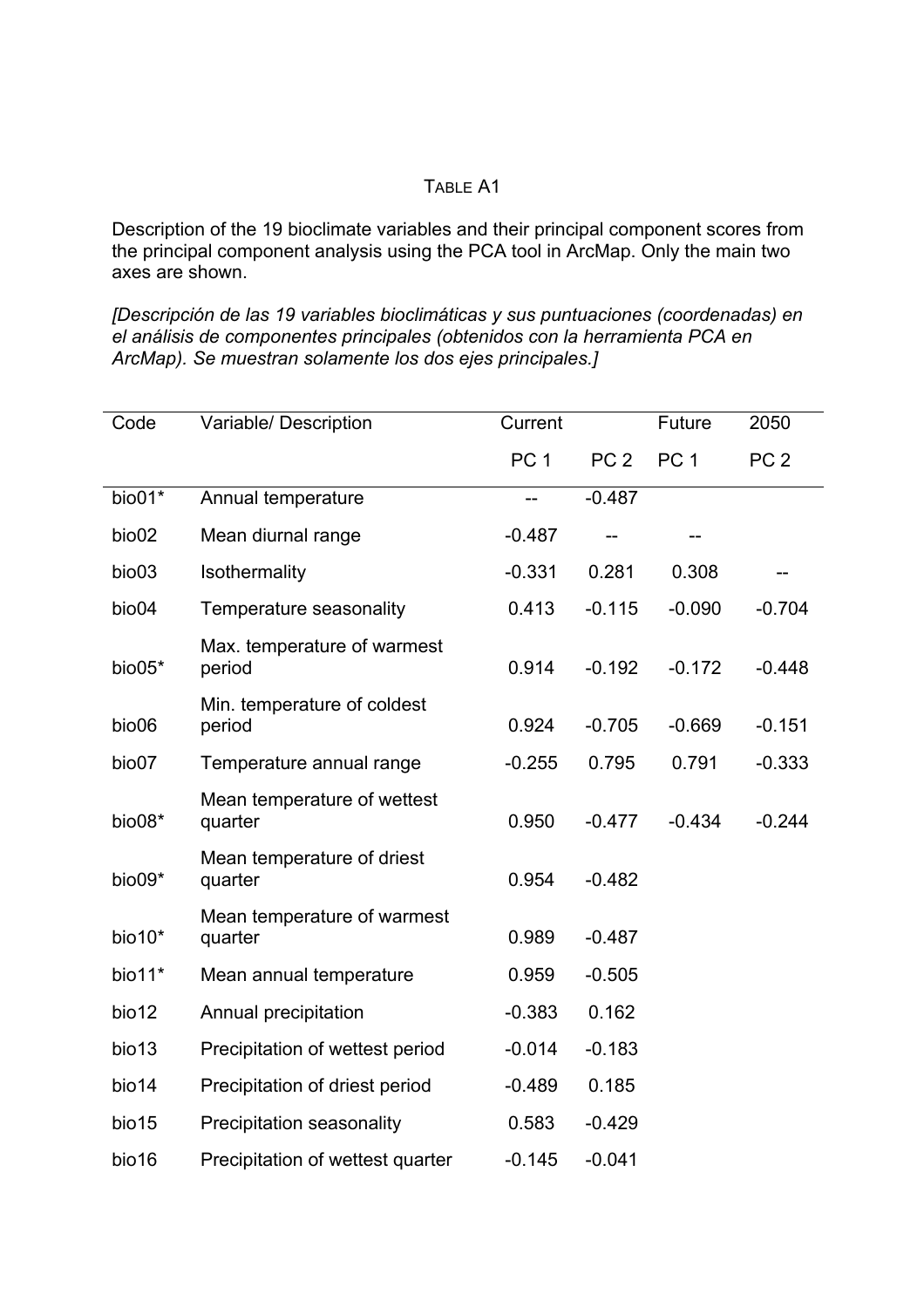TABLE A1

Description of the 19 bioclimate variables and their principal component scores from the principal component analysis using the PCA tool in ArcMap. Only the main two axes are shown.

*[Descripción de las 19 variables bioclimáticas y sus puntuaciones (coordenadas) en el análisis de componentes principales (obtenidos con la herramienta PCA en ArcMap). Se muestran solamente los dos ejes principales.]*

| Code | Variable/ Description | Current | | Future | 2050 |
|---|---|---|---|---|---|
| | | PC 1 | PC 2 | PC 1 | PC 2 |
| bio01* | Annual temperature | -- | -0.487 | | |
| bio02 | Mean diurnal range | -0.487 | -- | -- | |
| bio03 | Isothermality | -0.331 | 0.281 | 0.308 | -- |
| bio04 | Temperature seasonality | 0.413 | -0.115 | -0.090 | -0.704 |
| bio05* | Max. temperature of warmest period | 0.914 | -0.192 | -0.172 | -0.448 |
| bio06 | Min. temperature of coldest period | 0.924 | -0.705 | -0.669 | -0.151 |
| bio07 | Temperature annual range | -0.255 | 0.795 | 0.791 | -0.333 |
| bio08* | Mean temperature of wettest quarter | 0.950 | -0.477 | -0.434 | -0.244 |
| bio09* | Mean temperature of driest quarter | 0.954 | -0.482 | | |
| bio10* | Mean temperature of warmest quarter | 0.989 | -0.487 | | |
| bio11* | Mean annual temperature | 0.959 | -0.505 | | |
| bio12 | Annual precipitation | -0.383 | 0.162 | | |
| bio13 | Precipitation of wettest period | -0.014 | -0.183 | | |
| bio14 | Precipitation of driest period | -0.489 | 0.185 | | |
| bio15 | Precipitation seasonality | 0.583 | -0.429 | | |
| bio16 | Precipitation of wettest quarter | -0.145 | -0.041 | | |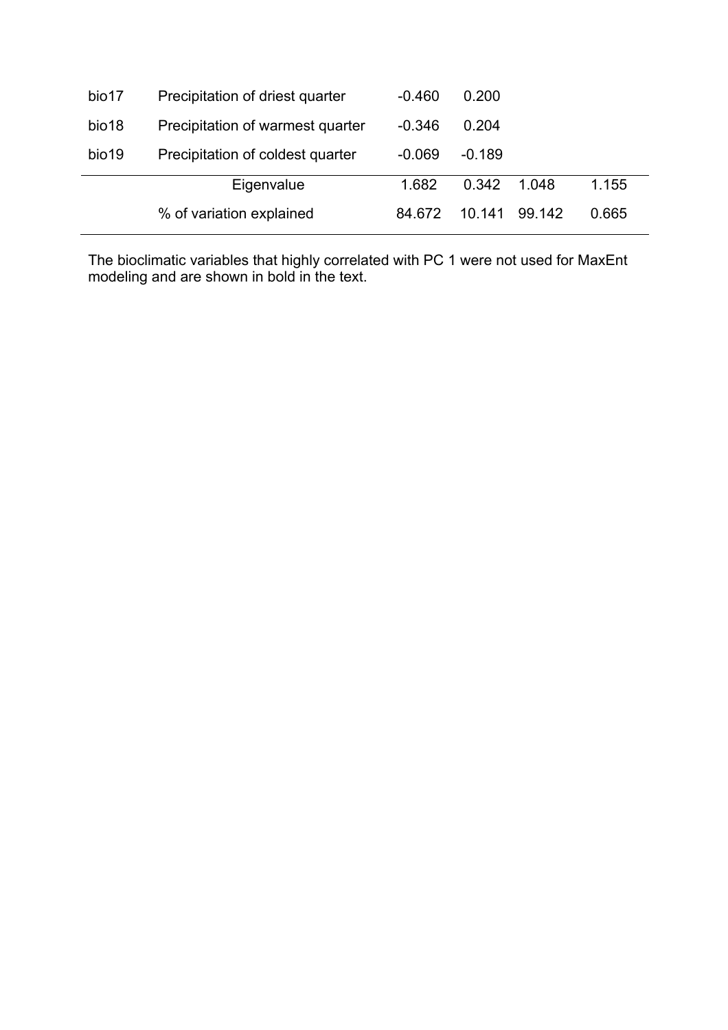| | | | | | |
|---|---|---|---|---|---|
| bio17 | Precipitation of driest quarter | -0.460 | 0.200 | | |
| bio18 | Precipitation of warmest quarter | -0.346 | 0.204 | | |
| bio19 | Precipitation of coldest quarter | -0.069 | -0.189 | | |
| | Eigenvalue | 1.682 | 0.342 | 1.048 | 1.155 |
| | % of variation explained | 84.672 | 10.141 | 99.142 | 0.665 |

The bioclimatic variables that highly correlated with PC 1 were not used for MaxEnt modeling and are shown in bold in the text.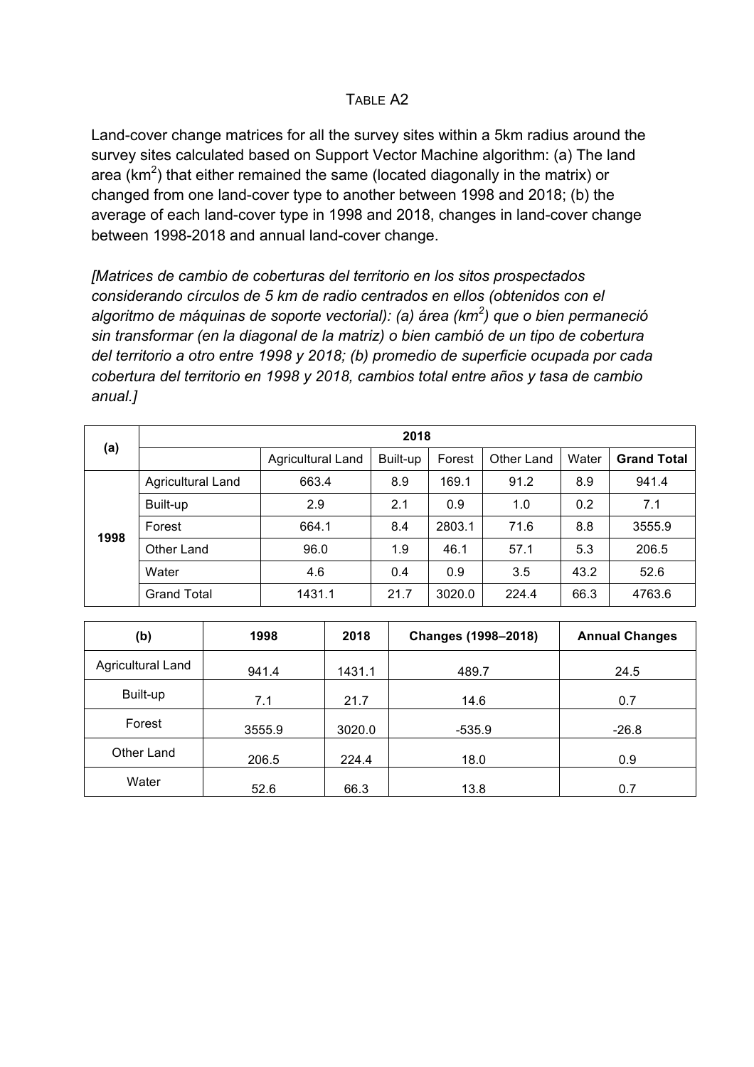TABLE A2

Land-cover change matrices for all the survey sites within a 5km radius around the survey sites calculated based on Support Vector Machine algorithm: (a) The land area ($km^2$) that either remained the same (located diagonally in the matrix) or changed from one land-cover type to another between 1998 and 2018; (b) the average of each land-cover type in 1998 and 2018, changes in land-cover change between 1998-2018 and annual land-cover change.

*[Matrices de cambio de coberturas del territorio en los sitos prospectados considerando círculos de 5 km de radio centrados en ellos (obtenidos con el algoritmo de máquinas de soporte vectorial): (a) área ($km^2$) que o bien permaneció sin transformar (en la diagonal de la matriz) o bien cambió de un tipo de cobertura del territorio a otro entre 1998 y 2018; (b) promedio de superficie ocupada por cada cobertura del territorio en 1998 y 2018, cambios total entre años y tasa de cambio anual.]*

| (a) | | 2018 | | | | | |
|---|---|---|---|---|---|---|---|
| | | Agricultural Land | Built-up | Forest | Other Land | Water | **Grand Total** |
| 1998 | Agricultural Land | 663.4 | 8.9 | 169.1 | 91.2 | 8.9 | 941.4 |
| | Built-up | 2.9 | 2.1 | 0.9 | 1.0 | 0.2 | 7.1 |
| | Forest | 664.1 | 8.4 | 2803.1 | 71.6 | 8.8 | 3555.9 |
| | Other Land | 96.0 | 1.9 | 46.1 | 57.1 | 5.3 | 206.5 |
| | Water | 4.6 | 0.4 | 0.9 | 3.5 | 43.2 | 52.6 |
| | Grand Total | 1431.1 | 21.7 | 3020.0 | 224.4 | 66.3 | 4763.6 |

| (b) | 1998 | 2018 | Changes (1998–2018) | Annual Changes |
|---|---|---|---|---|
| Agricultural Land | 941.4 | 1431.1 | 489.7 | 24.5 |
| Built-up | 7.1 | 21.7 | 14.6 | 0.7 |
| Forest | 3555.9 | 3020.0 | -535.9 | -26.8 |
| Other Land | 206.5 | 224.4 | 18.0 | 0.9 |
| Water | 52.6 | 66.3 | 13.8 | 0.7 |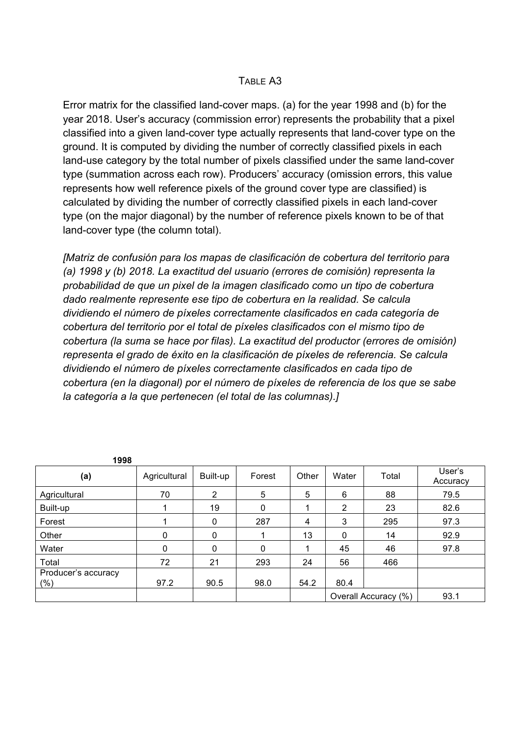TABLE A3

Error matrix for the classified land-cover maps. (a) for the year 1998 and (b) for the year 2018. User's accuracy (commission error) represents the probability that a pixel classified into a given land-cover type actually represents that land-cover type on the ground. It is computed by dividing the number of correctly classified pixels in each land-use category by the total number of pixels classified under the same land-cover type (summation across each row). Producers' accuracy (omission errors, this value represents how well reference pixels of the ground cover type are classified) is calculated by dividing the number of correctly classified pixels in each land-cover type (on the major diagonal) by the number of reference pixels known to be of that land-cover type (the column total).

*[Matriz de confusión para los mapas de clasificación de cobertura del territorio para (a) 1998 y (b) 2018. La exactitud del usuario (errores de comisión) representa la probabilidad de que un pixel de la imagen clasificado como un tipo de cobertura dado realmente represente ese tipo de cobertura en la realidad. Se calcula dividiendo el número de píxeles correctamente clasificados en cada categoría de cobertura del territorio por el total de píxeles clasificados con el mismo tipo de cobertura (la suma se hace por filas). La exactitud del productor (errores de omisión) representa el grado de éxito en la clasificación de píxeles de referencia. Se calcula dividiendo el número de píxeles correctamente clasificados en cada tipo de cobertura (en la diagonal) por el número de píxeles de referencia de los que se sabe la categoría a la que pertenecen (el total de las columnas).]*

**1998**

| **(a)** | Agricultural | Built-up | Forest | Other | Water | Total | User's Accuracy |
|---|---|---|---|---|---|---|---|
| Agricultural | 70 | 2 | 5 | 5 | 6 | 88 | 79.5 |
| Built-up | 1 | 19 | 0 | 1 | 2 | 23 | 82.6 |
| Forest | 1 | 0 | 287 | 4 | 3 | 295 | 97.3 |
| Other | 0 | 0 | 1 | 13 | 0 | 14 | 92.9 |
| Water | 0 | 0 | 0 | 1 | 45 | 46 | 97.8 |
| Total | 72 | 21 | 293 | 24 | 56 | 466 | |
| Producer's accuracy (%) | 97.2 | 90.5 | 98.0 | 54.2 | 80.4 | | |
| | | | | | Overall Accuracy (%) | | 93.1 |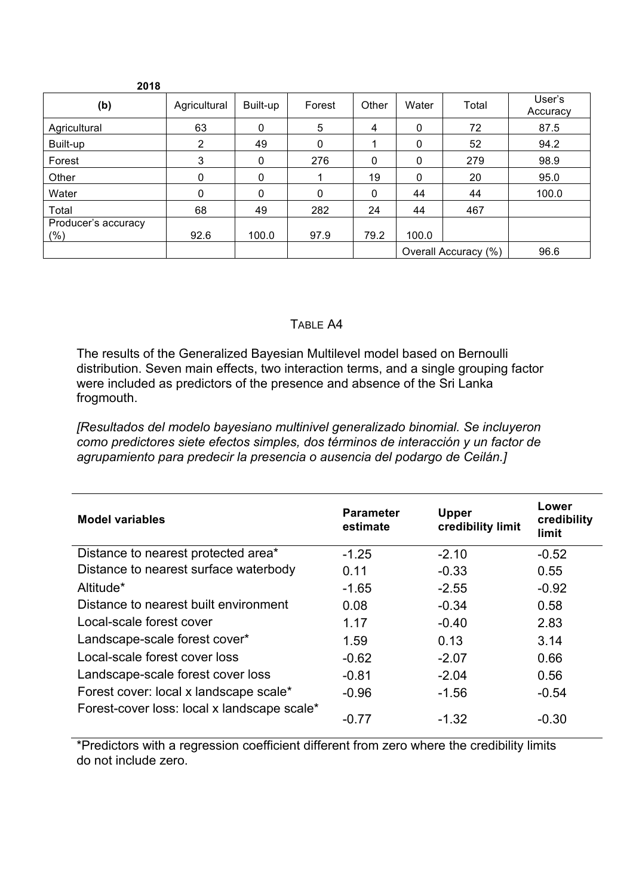**2018**

| (b) | Agricultural | Built-up | Forest | Other | Water | Total | User's Accuracy |
|---|---|---|---|---|---|---|---|
| Agricultural | 63 | 0 | 5 | 4 | 0 | 72 | 87.5 |
| Built-up | 2 | 49 | 0 | 1 | 0 | 52 | 94.2 |
| Forest | 3 | 0 | 276 | 0 | 0 | 279 | 98.9 |
| Other | 0 | 0 | 1 | 19 | 0 | 20 | 95.0 |
| Water | 0 | 0 | 0 | 0 | 44 | 44 | 100.0 |
| Total | 68 | 49 | 282 | 24 | 44 | 467 | |
| Producer's accuracy (%) | 92.6 | 100.0 | 97.9 | 79.2 | 100.0 | | |
| | | | | | Overall Accuracy (%) | | 96.6 |

TABLE A4

The results of the Generalized Bayesian Multilevel model based on Bernoulli distribution. Seven main effects, two interaction terms, and a single grouping factor were included as predictors of the presence and absence of the Sri Lanka frogmouth.

*[Resultados del modelo bayesiano multinivel generalizado binomial. Se incluyeron como predictores siete efectos simples, dos términos de interacción y un factor de agrupamiento para predecir la presencia o ausencia del podargo de Ceilán.]*

| Model variables | Parameter estimate | Upper credibility limit | Lower credibility limit |
|---|---|---|---|
| Distance to nearest protected area* | -1.25 | -2.10 | -0.52 |
| Distance to nearest surface waterbody | 0.11 | -0.33 | 0.55 |
| Altitude* | -1.65 | -2.55 | -0.92 |
| Distance to nearest built environment | 0.08 | -0.34 | 0.58 |
| Local-scale forest cover | 1.17 | -0.40 | 2.83 |
| Landscape-scale forest cover* | 1.59 | 0.13 | 3.14 |
| Local-scale forest cover loss | -0.62 | -2.07 | 0.66 |
| Landscape-scale forest cover loss | -0.81 | -2.04 | 0.56 |
| Forest cover: local x landscape scale* | -0.96 | -1.56 | -0.54 |
| Forest-cover loss: local x landscape scale* | -0.77 | -1.32 | -0.30 |

*Predictors with a regression coefficient different from zero where the credibility limits do not include zero.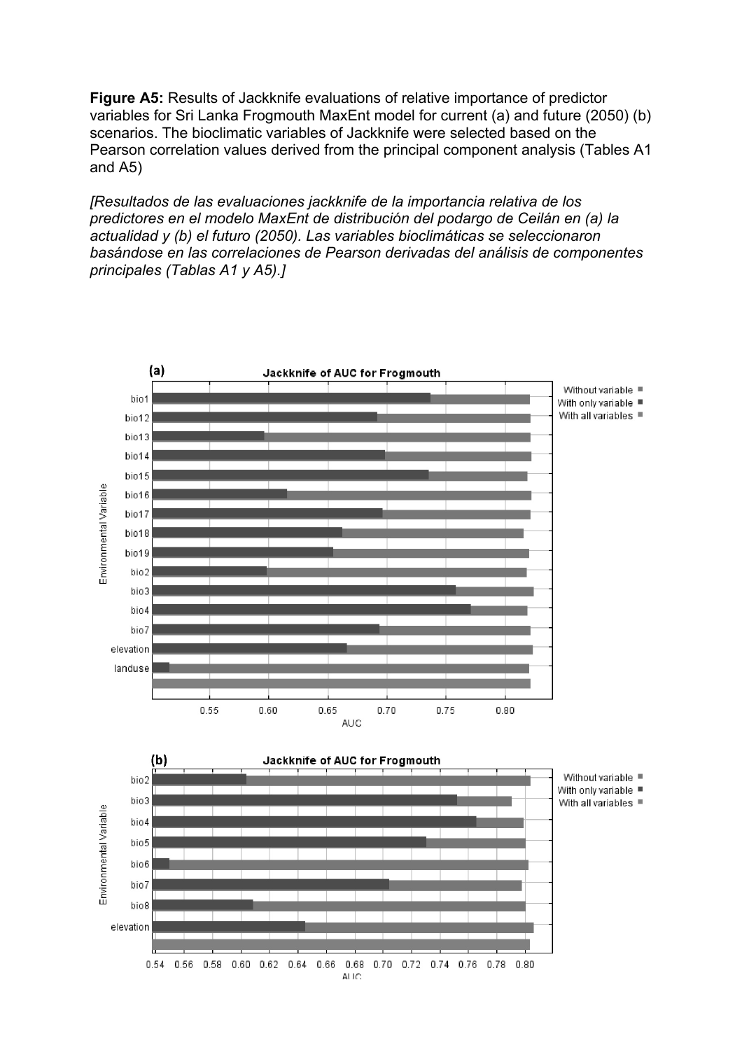**Figure A5:** Results of Jackknife evaluations of relative importance of predictor variables for Sri Lanka Frogmouth MaxEnt model for current (a) and future (2050) (b) scenarios. The bioclimatic variables of Jackknife were selected based on the Pearson correlation values derived from the principal component analysis (Tables A1 and A5)

*[Resultados de las evaluaciones jackknife de la importancia relativa de los predictores en el modelo MaxEnt de distribución del podargo de Ceilán en (a) la actualidad y (b) el futuro (2050). Las variables bioclimáticas se seleccionaron basándose en las correlaciones de Pearson derivadas del análisis de componentes principales (Tablas A1 y A5).]*

(a)

Jackknife of AUC for Frogmouth

Without variable
With only variable
With all variables

Environmental Variable

bio1
bio12
bio13
bio14
bio15
bio16
bio17
bio18
bio19
bio2
bio3
bio4
bio7
elevation
landuse

0.55 0.60 0.65 0.70 0.75 0.80

AUC

(b)

Jackknife of AUC for Frogmouth

Without variable
With only variable
With all variables

Environmental Variable

bio2
bio3
bio4
bio5
bio6
bio7
bio8
elevation

0.54 0.56 0.58 0.60 0.62 0.64 0.66 0.68 0.70 0.72 0.74 0.76 0.78 0.80

AUC